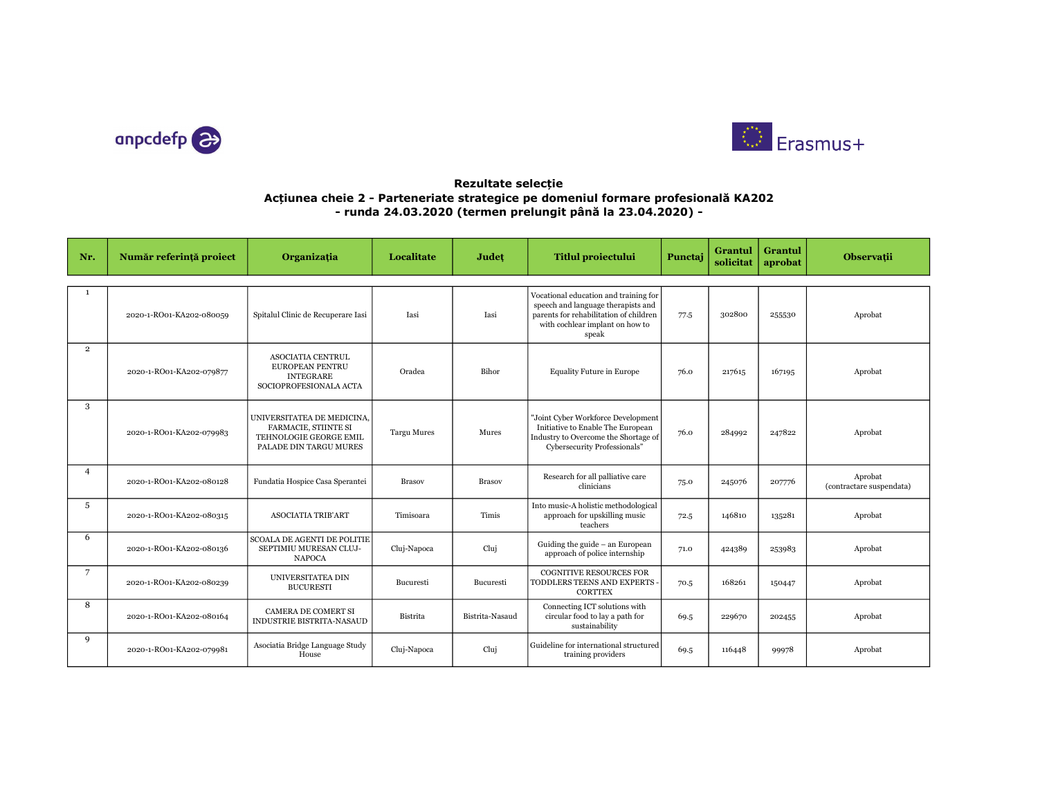# Rezultate selecție

## Acțiunea cheie 2 - Parteneriate strategice pe domeniul formare profesională KA202

### - runda 24.03.2020 (termen prelungit până la 23.04.2020) -

| Nr. | Număr referință proiect | Organizația | Localitate | Județ | Titlul proiectului | Punctaj | Grantul solicitat | Grantul aprobat | Observații |
|---|---|---|---|---|---|---|---|---|---|
| 1 | 2020-1-RO01-KA202-080059 | Spitalul Clinic de Recuperare Iasi | Iasi | Iasi | Vocational education and training for speech and language therapists and parents for rehabilitation of children with cochlear implant on how to speak | 77.5 | 302800 | 255530 | Aprobat |
| 2 | 2020-1-RO01-KA202-079877 | ASOCIATIA CENTRUL EUROPEAN PENTRU INTEGRARE SOCIOPROFESIONALA ACTA | Oradea | Bihor | Equality Future in Europe | 76.0 | 217615 | 167195 | Aprobat |
| 3 | 2020-1-RO01-KA202-079983 | UNIVERSITATEA DE MEDICINA, FARMACIE, STIINTE SI TEHNOLOGIE GEORGE EMIL PALADE DIN TARGU MURES | Targu Mures | Mures | "Joint Cyber Workforce Development Initiative to Enable The European Industry to Overcome the Shortage of Cybersecurity Professionals" | 76.0 | 284992 | 247822 | Aprobat |
| 4 | 2020-1-RO01-KA202-080128 | Fundatia Hospice Casa Sperantei | Brasov | Brasov | Research for all palliative care clinicians | 75.0 | 245076 | 207776 | Aprobat (contractare suspendata) |
| 5 | 2020-1-RO01-KA202-080315 | ASOCIATIA TRIB'ART | Timisoara | Timis | Into music-A holistic methodological approach for upskilling music teachers | 72.5 | 146810 | 135281 | Aprobat |
| 6 | 2020-1-RO01-KA202-080136 | SCOALA DE AGENTI DE POLITIE SEPTIMIU MURESAN CLUJ-NAPOCA | Cluj-Napoca | Cluj | Guiding the guide – an European approach of police internship | 71.0 | 424389 | 253983 | Aprobat |
| 7 | 2020-1-RO01-KA202-080239 | UNIVERSITATEA DIN BUCURESTI | Bucuresti | Bucuresti | COGNITIVE RESOURCES FOR TODDLERS TEENS AND EXPERTS - CORTTEX | 70.5 | 168261 | 150447 | Aprobat |
| 8 | 2020-1-RO01-KA202-080164 | CAMERA DE COMERT SI INDUSTRIE BISTRITA-NASAUD | Bistrita | Bistrita-Nasaud | Connecting ICT solutions with circular food to lay a path for sustainability | 69.5 | 229670 | 202455 | Aprobat |
| 9 | 2020-1-RO01-KA202-079981 | Asociatia Bridge Language Study House | Cluj-Napoca | Cluj | Guideline for international structured training providers | 69.5 | 116448 | 99978 | Aprobat |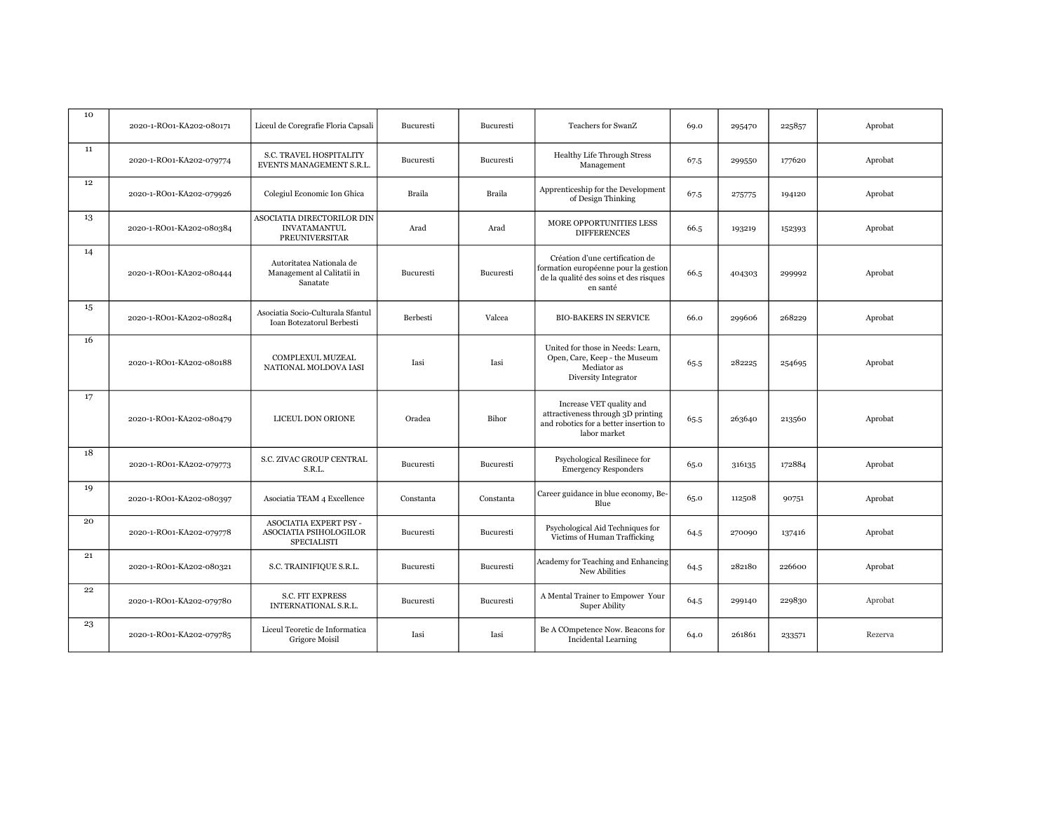| | | | | | | | | | |
|---|---|---|---|---|---|---|---|---|---|
| 10 | 2020-1-RO01-KA202-080171 | Liceul de Coregrafie Floria Capsali | Bucuresti | Bucuresti | Teachers for SwanZ | 69.0 | 295470 | 225857 | Aprobat |
| 11 | 2020-1-RO01-KA202-079774 | S.C. TRAVEL HOSPITALITY EVENTS MANAGEMENT S.R.L. | Bucuresti | Bucuresti | Healthy Life Through Stress Management | 67.5 | 299550 | 177620 | Aprobat |
| 12 | 2020-1-RO01-KA202-079926 | Colegiul Economic Ion Ghica | Braila | Braila | Apprenticeship for the Development of Design Thinking | 67.5 | 275775 | 194120 | Aprobat |
| 13 | 2020-1-RO01-KA202-080384 | ASOCIATIA DIRECTORILOR DIN INVATAMANTUL PREUNIVERSITAR | Arad | Arad | MORE OPPORTUNITIES LESS DIFFERENCES | 66.5 | 193219 | 152393 | Aprobat |
| 14 | 2020-1-RO01-KA202-080444 | Autoritatea Nationala de Management al Calitatii in Sanatate | Bucuresti | Bucuresti | Création d'une certification de formation européenne pour la gestion de la qualité des soins et des risques en santé | 66.5 | 404303 | 299992 | Aprobat |
| 15 | 2020-1-RO01-KA202-080284 | Asociatia Socio-Culturala Sfantul Ioan Botezatorul Berbesti | Berbesti | Valcea | BIO-BAKERS IN SERVICE | 66.0 | 299606 | 268229 | Aprobat |
| 16 | 2020-1-RO01-KA202-080188 | COMPLEXUL MUZEAL NATIONAL MOLDOVA IASI | Iasi | Iasi | United for those in Needs: Learn, Open, Care, Keep - the Museum Mediator as Diversity Integrator | 65.5 | 282225 | 254695 | Aprobat |
| 17 | 2020-1-RO01-KA202-080479 | LICEUL DON ORIONE | Oradea | Bihor | Increase VET quality and attractiveness through 3D printing and robotics for a better insertion to labor market | 65.5 | 263640 | 213560 | Aprobat |
| 18 | 2020-1-RO01-KA202-079773 | S.C. ZIVAC GROUP CENTRAL S.R.L. | Bucuresti | Bucuresti | Psychological Resilinece for Emergency Responders | 65.0 | 316135 | 172884 | Aprobat |
| 19 | 2020-1-RO01-KA202-080397 | Asociatia TEAM 4 Excellence | Constanta | Constanta | Career guidance in blue economy, Be-Blue | 65.0 | 112508 | 90751 | Aprobat |
| 20 | 2020-1-RO01-KA202-079778 | ASOCIATIA EXPERT PSY - ASOCIATIA PSIHOLOGILOR SPECIALISTI | Bucuresti | Bucuresti | Psychological Aid Techniques for Victims of Human Trafficking | 64.5 | 270090 | 137416 | Aprobat |
| 21 | 2020-1-RO01-KA202-080321 | S.C. TRAINIFIQUE S.R.L. | Bucuresti | Bucuresti | Academy for Teaching and Enhancing New Abilities | 64.5 | 282180 | 226600 | Aprobat |
| 22 | 2020-1-RO01-KA202-079780 | S.C. FIT EXPRESS INTERNATIONAL S.R.L. | Bucuresti | Bucuresti | A Mental Trainer to Empower Your Super Ability | 64.5 | 299140 | 229830 | Aprobat |
| 23 | 2020-1-RO01-KA202-079785 | Liceul Teoretic de Informatica Grigore Moisil | Iasi | Iasi | Be A COmpetence Now. Beacons for Incidental Learning | 64.0 | 261861 | 233571 | Rezerva |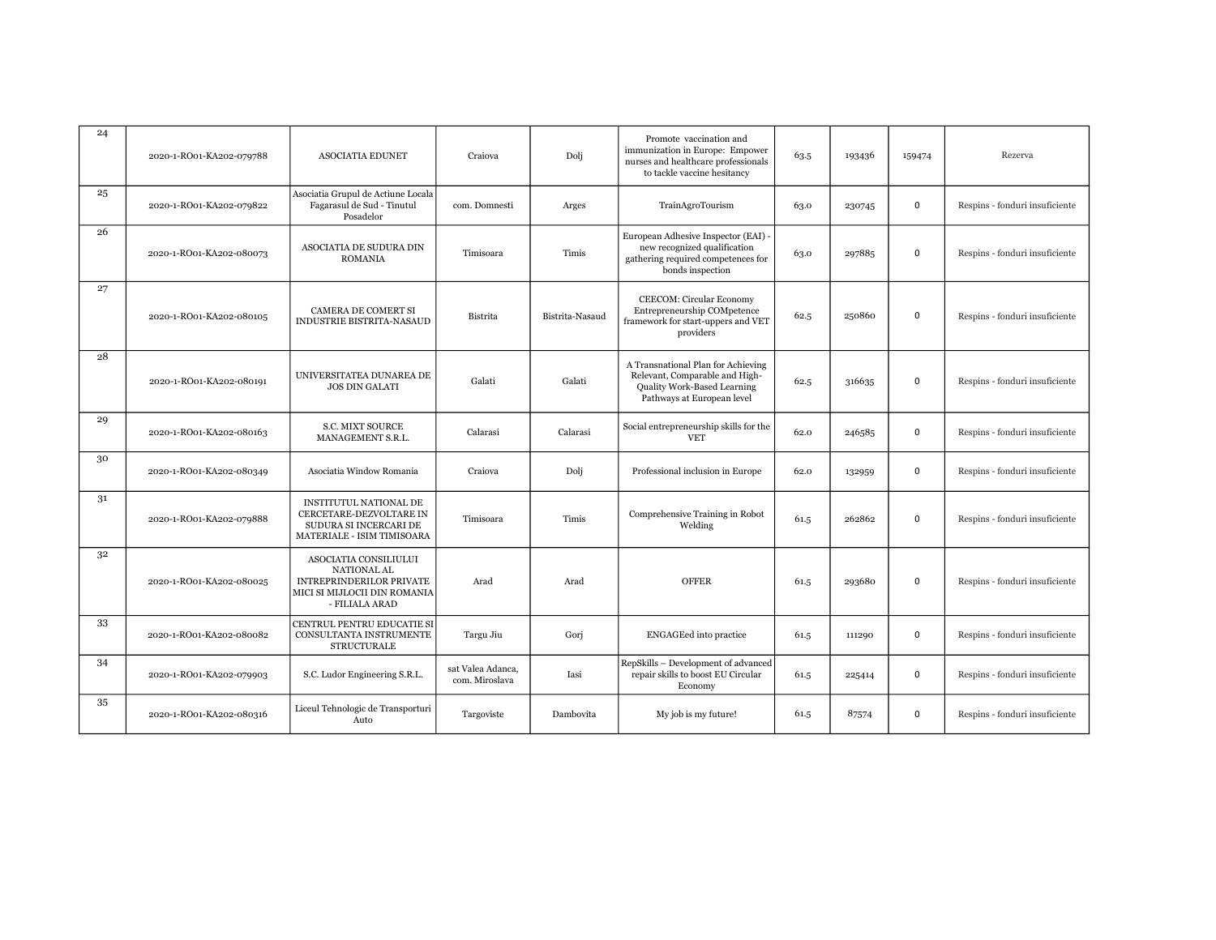| | | | | | | | | | |
|---|---|---|---|---|---|---|---|---|---|
| 24 | 2020-1-RO01-KA202-079788 | ASOCIATIA EDUNET | Craiova | Dolj | Promote vaccination and immunization in Europe: Empower nurses and healthcare professionals to tackle vaccine hesitancy | 63.5 | 193436 | 159474 | Rezerva |
| 25 | 2020-1-RO01-KA202-079822 | Asociatia Grupul de Actiune Locala Fagarasul de Sud - Tinutul Posadelor | com. Domnesti | Arges | TrainAgroTourism | 63.0 | 230745 | 0 | Respins - fonduri insuficiente |
| 26 | 2020-1-RO01-KA202-080073 | ASOCIATIA DE SUDURA DIN ROMANIA | Timisoara | Timis | European Adhesive Inspector (EAI) - new recognized qualification gathering required competences for bonds inspection | 63.0 | 297885 | 0 | Respins - fonduri insuficiente |
| 27 | 2020-1-RO01-KA202-080105 | CAMERA DE COMERT SI INDUSTRIE BISTRITA-NASAUD | Bistrita | Bistrita-Nasaud | CEECOM: Circular Economy Entrepreneurship COMpetence framework for start-uppers and VET providers | 62.5 | 250860 | 0 | Respins - fonduri insuficiente |
| 28 | 2020-1-RO01-KA202-080191 | UNIVERSITATEA DUNAREA DE JOS DIN GALATI | Galati | Galati | A Transnational Plan for Achieving Relevant, Comparable and High-Quality Work-Based Learning Pathways at European level | 62.5 | 316635 | 0 | Respins - fonduri insuficiente |
| 29 | 2020-1-RO01-KA202-080163 | S.C. MIXT SOURCE MANAGEMENT S.R.L. | Calarasi | Calarasi | Social entrepreneurship skills for the VET | 62.0 | 246585 | 0 | Respins - fonduri insuficiente |
| 30 | 2020-1-RO01-KA202-080349 | Asociatia Window Romania | Craiova | Dolj | Professional inclusion in Europe | 62.0 | 132959 | 0 | Respins - fonduri insuficiente |
| 31 | 2020-1-RO01-KA202-079888 | INSTITUTUL NATIONAL DE CERCETARE-DEZVOLTARE IN SUDURA SI INCERCARI DE MATERIALE - ISIM TIMISOARA | Timisoara | Timis | Comprehensive Training in Robot Welding | 61.5 | 262862 | 0 | Respins - fonduri insuficiente |
| 32 | 2020-1-RO01-KA202-080025 | ASOCIATIA CONSILIULUI NATIONAL AL INTREPRINDERILOR PRIVATE MICI SI MIJLOCII DIN ROMANIA - FILIALA ARAD | Arad | Arad | OFFER | 61.5 | 293680 | 0 | Respins - fonduri insuficiente |
| 33 | 2020-1-RO01-KA202-080082 | CENTRUL PENTRU EDUCATIE SI CONSULTANTA INSTRUMENTE STRUCTURALE | Targu Jiu | Gorj | ENGAGEed into practice | 61.5 | 111290 | 0 | Respins - fonduri insuficiente |
| 34 | 2020-1-RO01-KA202-079903 | S.C. Ludor Engineering S.R.L. | sat Valea Adanca, com. Miroslava | Iasi | RepSkills – Development of advanced repair skills to boost EU Circular Economy | 61.5 | 225414 | 0 | Respins - fonduri insuficiente |
| 35 | 2020-1-RO01-KA202-080316 | Liceul Tehnologic de Transporturi Auto | Targoviste | Dambovita | My job is my future! | 61.5 | 87574 | 0 | Respins - fonduri insuficiente |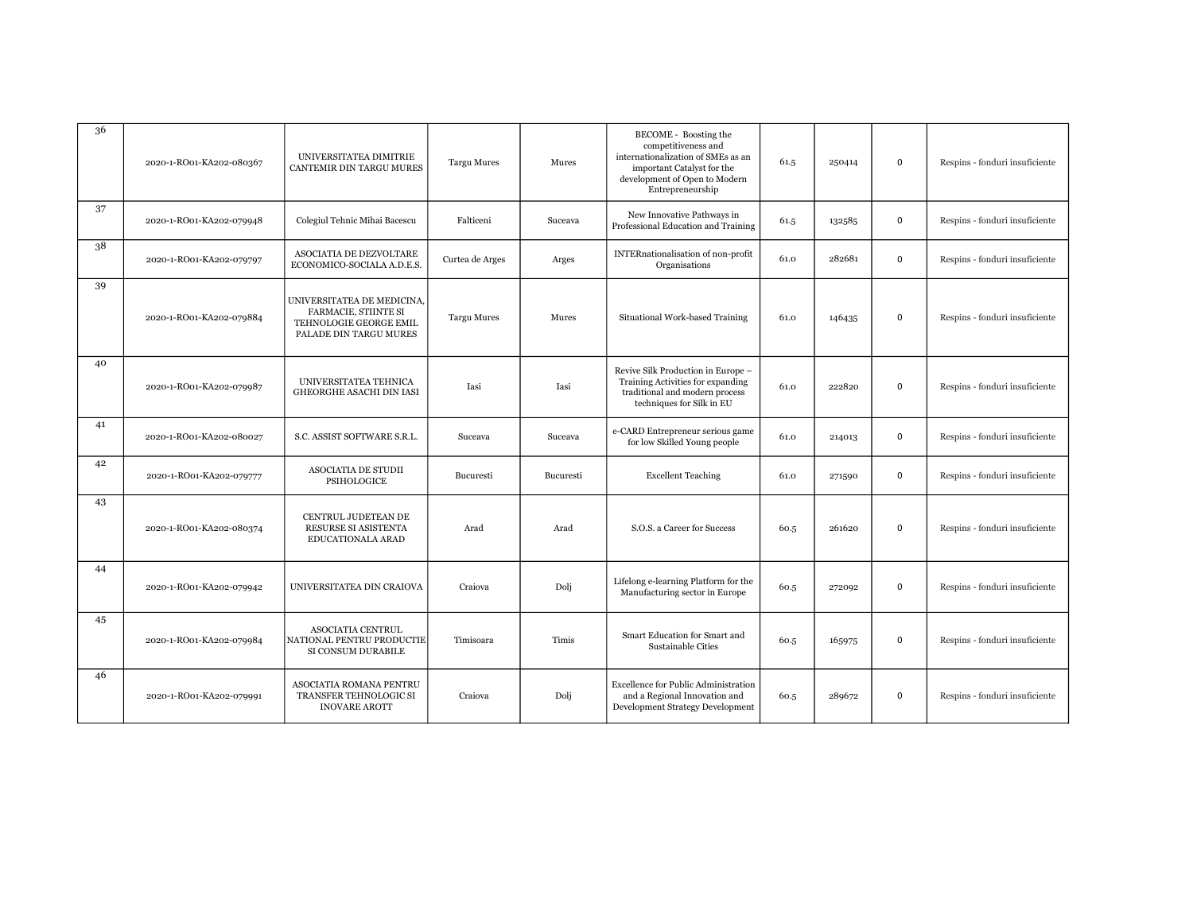| | | | | | | | | | |
|---|---|---|---|---|---|---|---|---|---|
| 36 | 2020-1-RO01-KA202-080367 | UNIVERSITATEA DIMITRIE CANTEMIR DIN TARGU MURES | Targu Mures | Mures | BECOME - Boosting the competitiveness and internationalization of SMEs as an important Catalyst for the development of Open to Modern Entrepreneurship | 61.5 | 250414 | 0 | Respins - fonduri insuficiente |
| 37 | 2020-1-RO01-KA202-079948 | Colegiul Tehnic Mihai Bacescu | Falticeni | Suceava | New Innovative Pathways in Professional Education and Training | 61.5 | 132585 | 0 | Respins - fonduri insuficiente |
| 38 | 2020-1-RO01-KA202-079797 | ASOCIATIA DE DEZVOLTARE ECONOMICO-SOCIALA A.D.E.S. | Curtea de Arges | Arges | INTERnationalisation of non-profit Organisations | 61.0 | 282681 | 0 | Respins - fonduri insuficiente |
| 39 | 2020-1-RO01-KA202-079884 | UNIVERSITATEA DE MEDICINA, FARMACIE, STIINTE SI TEHNOLOGIE GEORGE EMIL PALADE DIN TARGU MURES | Targu Mures | Mures | Situational Work-based Training | 61.0 | 146435 | 0 | Respins - fonduri insuficiente |
| 40 | 2020-1-RO01-KA202-079987 | UNIVERSITATEA TEHNICA GHEORGHE ASACHI DIN IASI | Iasi | Iasi | Revive Silk Production in Europe – Training Activities for expanding traditional and modern process techniques for Silk in EU | 61.0 | 222820 | 0 | Respins - fonduri insuficiente |
| 41 | 2020-1-RO01-KA202-080027 | S.C. ASSIST SOFTWARE S.R.L. | Suceava | Suceava | e-CARD Entrepreneur serious game for low Skilled Young people | 61.0 | 214013 | 0 | Respins - fonduri insuficiente |
| 42 | 2020-1-RO01-KA202-079777 | ASOCIATIA DE STUDII PSIHOLOGICE | Bucuresti | Bucuresti | Excellent Teaching | 61.0 | 271590 | 0 | Respins - fonduri insuficiente |
| 43 | 2020-1-RO01-KA202-080374 | CENTRUL JUDETEAN DE RESURSE SI ASISTENTA EDUCATIONALA ARAD | Arad | Arad | S.O.S. a Career for Success | 60.5 | 261620 | 0 | Respins - fonduri insuficiente |
| 44 | 2020-1-RO01-KA202-079942 | UNIVERSITATEA DIN CRAIOVA | Craiova | Dolj | Lifelong e-learning Platform for the Manufacturing sector in Europe | 60.5 | 272092 | 0 | Respins - fonduri insuficiente |
| 45 | 2020-1-RO01-KA202-079984 | ASOCIATIA CENTRUL NATIONAL PENTRU PRODUCTIE SI CONSUM DURABILE | Timisoara | Timis | Smart Education for Smart and Sustainable Cities | 60.5 | 165975 | 0 | Respins - fonduri insuficiente |
| 46 | 2020-1-RO01-KA202-079991 | ASOCIATIA ROMANA PENTRU TRANSFER TEHNOLOGIC SI INOVARE AROTT | Craiova | Dolj | Excellence for Public Administration and a Regional Innovation and Development Strategy Development | 60.5 | 289672 | 0 | Respins - fonduri insuficiente |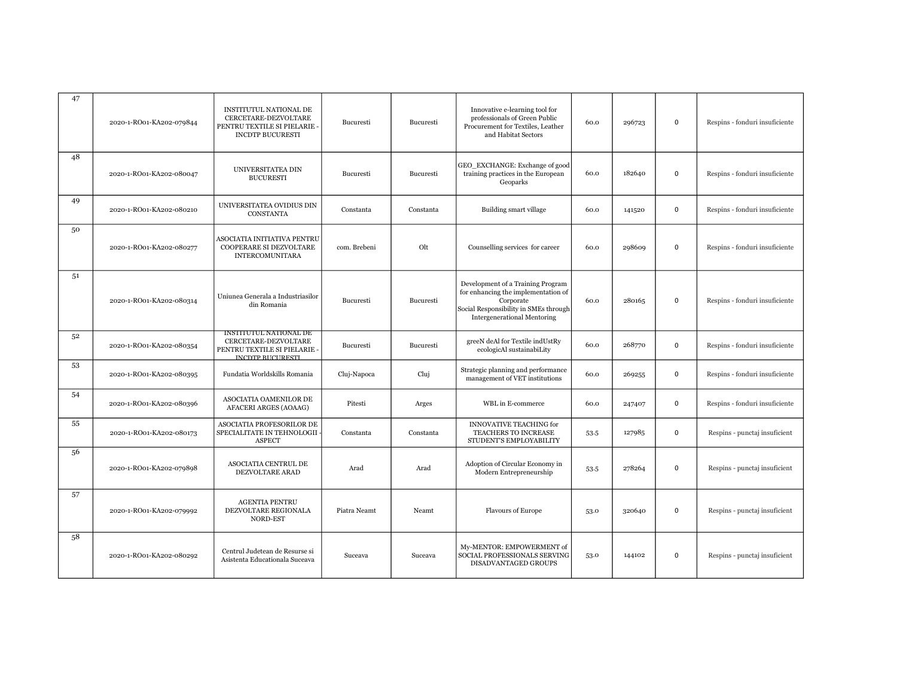| 47 | 2020-1-RO01-KA202-079844 | INSTITUTUL NATIONAL DE CERCETARE-DEZVOLTARE PENTRU TEXTILE SI PIELARIE - INCDTP BUCURESTI | Bucuresti | Bucuresti | Innovative e-learning tool for professionals of Green Public Procurement for Textiles, Leather and Habitat Sectors | 60.0 | 296723 | 0 | Respins - fonduri insuficiente |
|---|---|---|---|---|---|---|---|---|---|
| 48 | 2020-1-RO01-KA202-080047 | UNIVERSITATEA DIN BUCURESTI | Bucuresti | Bucuresti | GEO_EXCHANGE: Exchange of good training practices in the European Geoparks | 60.0 | 182640 | 0 | Respins - fonduri insuficiente |
| 49 | 2020-1-RO01-KA202-080210 | UNIVERSITATEA OVIDIUS DIN CONSTANTA | Constanta | Constanta | Building smart village | 60.0 | 141520 | 0 | Respins - fonduri insuficiente |
| 50 | 2020-1-RO01-KA202-080277 | ASOCIATIA INITIATIVA PENTRU COOPERARE SI DEZVOLTARE INTERCOMUNITARA | com. Brebeni | Olt | Counselling services for career | 60.0 | 298609 | 0 | Respins - fonduri insuficiente |
| 51 | 2020-1-RO01-KA202-080314 | Uniunea Generala a Industriasilor din Romania | Bucuresti | Bucuresti | Development of a Training Program for enhancing the implementation of Corporate Social Responsibility in SMEs through Intergenerational Mentoring | 60.0 | 280165 | 0 | Respins - fonduri insuficiente |
| 52 | 2020-1-RO01-KA202-080354 | INSTITUTUL NATIONAL DE CERCETARE-DEZVOLTARE PENTRU TEXTILE SI PIELARIE - INCDTP BUCURESTI | Bucuresti | Bucuresti | greeN deAl for Textile indUstRy ecologicAl sustainabiLity | 60.0 | 268770 | 0 | Respins - fonduri insuficiente |
| 53 | 2020-1-RO01-KA202-080395 | Fundatia Worldskills Romania | Cluj-Napoca | Cluj | Strategic planning and performance management of VET institutions | 60.0 | 269255 | 0 | Respins - fonduri insuficiente |
| 54 | 2020-1-RO01-KA202-080396 | ASOCIATIA OAMENILOR DE AFACERI ARGES (AOAAG) | Pitesti | Arges | WBL in E-commerce | 60.0 | 247407 | 0 | Respins - fonduri insuficiente |
| 55 | 2020-1-RO01-KA202-080173 | ASOCIATIA PROFESORILOR DE SPECIALITATE IN TEHNOLOGII - ASPECT | Constanta | Constanta | INNOVATIVE TEACHING for TEACHERS TO INCREASE STUDENT'S EMPLOYABILITY | 53.5 | 127985 | 0 | Respins - punctaj insuficient |
| 56 | 2020-1-RO01-KA202-079898 | ASOCIATIA CENTRUL DE DEZVOLTARE ARAD | Arad | Arad | Adoption of Circular Economy in Modern Entrepreneurship | 53.5 | 278264 | 0 | Respins - punctaj insuficient |
| 57 | 2020-1-RO01-KA202-079992 | AGENTIA PENTRU DEZVOLTARE REGIONALA NORD-EST | Piatra Neamt | Neamt | Flavours of Europe | 53.0 | 320640 | 0 | Respins - punctaj insuficient |
| 58 | 2020-1-RO01-KA202-080292 | Centrul Judetean de Resurse si Asistenta Educationala Suceava | Suceava | Suceava | My-MENTOR: EMPOWERMENT of SOCIAL PROFESSIONALS SERVING DISADVANTAGED GROUPS | 53.0 | 144102 | 0 | Respins - punctaj insuficient |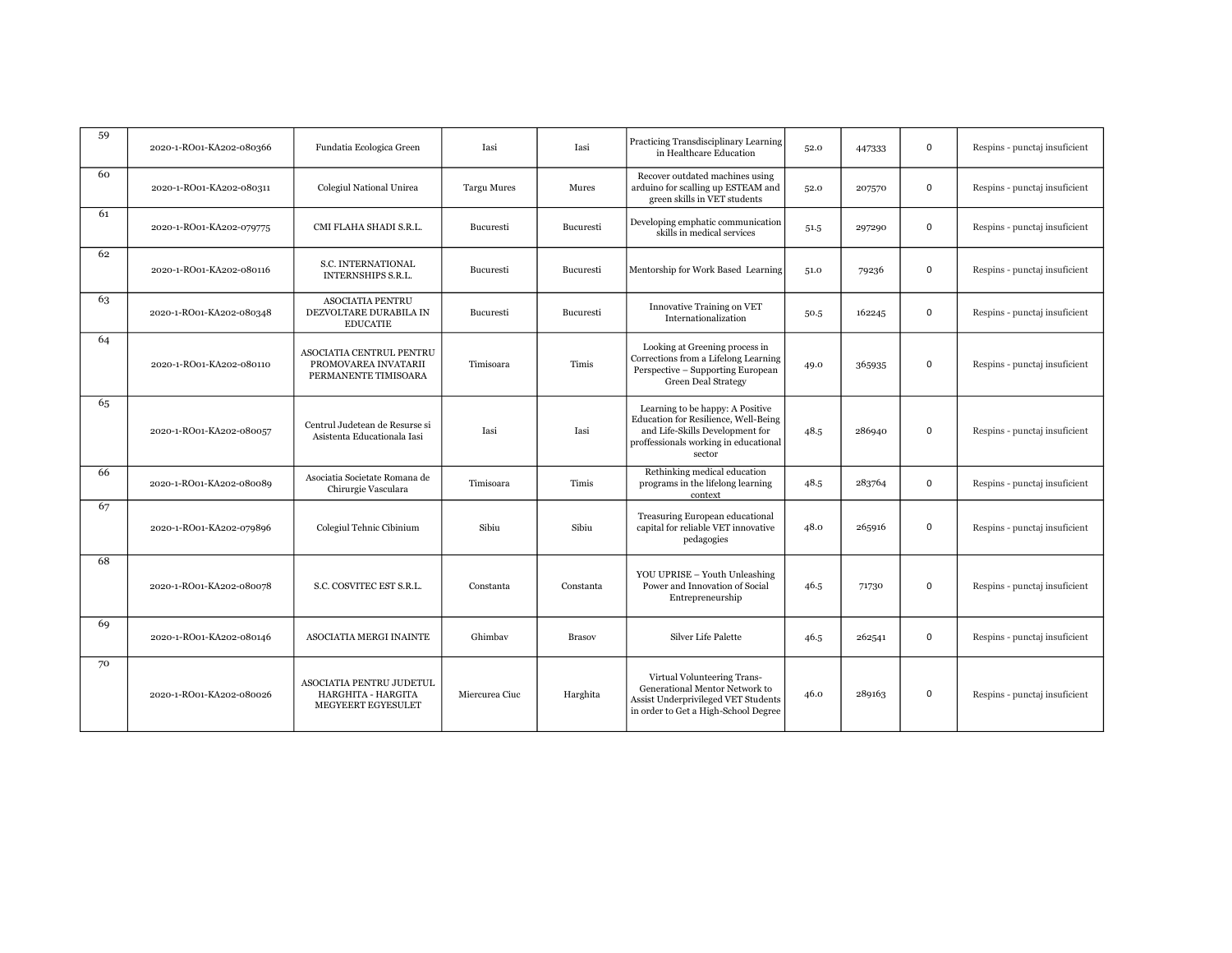| | | | | | | | | | |
|---|---|---|---|---|---|---|---|---|---|
| 59 | 2020-1-RO01-KA202-080366 | Fundatia Ecologica Green | Iasi | Iasi | Practicing Transdisciplinary Learning in Healthcare Education | 52.0 | 447333 | 0 | Respins - punctaj insuficient |
| 60 | 2020-1-RO01-KA202-080311 | Colegiul National Unirea | Targu Mures | Mures | Recover outdated machines using arduino for scalling up ESTEAM and green skills in VET students | 52.0 | 207570 | 0 | Respins - punctaj insuficient |
| 61 | 2020-1-RO01-KA202-079775 | CMI FLAHA SHADI S.R.L. | Bucuresti | Bucuresti | Developing emphatic communication skills in medical services | 51.5 | 297290 | 0 | Respins - punctaj insuficient |
| 62 | 2020-1-RO01-KA202-080116 | S.C. INTERNATIONAL INTERNSHIPS S.R.L. | Bucuresti | Bucuresti | Mentorship for Work Based Learning | 51.0 | 79236 | 0 | Respins - punctaj insuficient |
| 63 | 2020-1-RO01-KA202-080348 | ASOCIATIA PENTRU DEZVOLTARE DURABILA IN EDUCATIE | Bucuresti | Bucuresti | Innovative Training on VET Internationalization | 50.5 | 162245 | 0 | Respins - punctaj insuficient |
| 64 | 2020-1-RO01-KA202-080110 | ASOCIATIA CENTRUL PENTRU PROMOVAREA INVATARII PERMANENTE TIMISOARA | Timisoara | Timis | Looking at Greening process in Corrections from a Lifelong Learning Perspective – Supporting European Green Deal Strategy | 49.0 | 365935 | 0 | Respins - punctaj insuficient |
| 65 | 2020-1-RO01-KA202-080057 | Centrul Judetean de Resurse si Asistenta Educationala Iasi | Iasi | Iasi | Learning to be happy: A Positive Education for Resilience, Well-Being and Life-Skills Development for proffessionals working in educational sector | 48.5 | 286940 | 0 | Respins - punctaj insuficient |
| 66 | 2020-1-RO01-KA202-080089 | Asociatia Societate Romana de Chirurgie Vasculara | Timisoara | Timis | Rethinking medical education programs in the lifelong learning context | 48.5 | 283764 | 0 | Respins - punctaj insuficient |
| 67 | 2020-1-RO01-KA202-079896 | Colegiul Tehnic Cibinium | Sibiu | Sibiu | Treasuring European educational capital for reliable VET innovative pedagogies | 48.0 | 265916 | 0 | Respins - punctaj insuficient |
| 68 | 2020-1-RO01-KA202-080078 | S.C. COSVITEC EST S.R.L. | Constanta | Constanta | YOU UPRISE – Youth Unleashing Power and Innovation of Social Entrepreneurship | 46.5 | 71730 | 0 | Respins - punctaj insuficient |
| 69 | 2020-1-RO01-KA202-080146 | ASOCIATIA MERGI INAINTE | Ghimbav | Brasov | Silver Life Palette | 46.5 | 262541 | 0 | Respins - punctaj insuficient |
| 70 | 2020-1-RO01-KA202-080026 | ASOCIATIA PENTRU JUDETUL HARGHITA - HARGITA MEGYEERT EGYESULET | Miercurea Ciuc | Harghita | Virtual Volunteering Trans-Generational Mentor Network to Assist Underprivileged VET Students in order to Get a High-School Degree | 46.0 | 289163 | 0 | Respins - punctaj insuficient |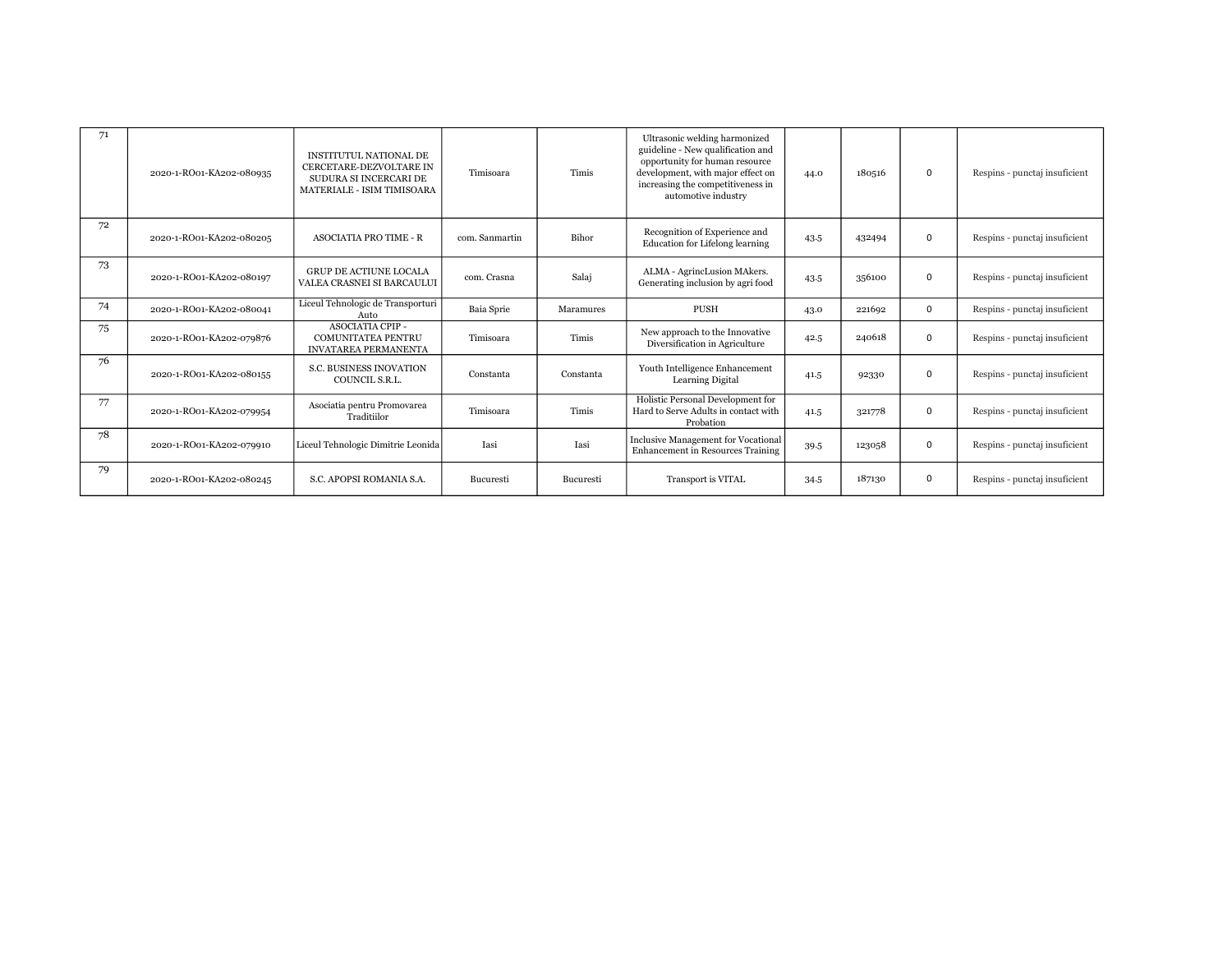| | | | | | | | | | |
|---|---|---|---|---|---|---|---|---|---|
| 71 | 2020-1-RO01-KA202-080935 | INSTITUTUL NATIONAL DE CERCETARE-DEZVOLTARE IN SUDURA SI INCERCARI DE MATERIALE - ISIM TIMISOARA | Timisoara | Timis | Ultrasonic welding harmonized guideline - New qualification and opportunity for human resource development, with major effect on increasing the competitiveness in automotive industry | 44.0 | 180516 | 0 | Respins - punctaj insuficient |
| 72 | 2020-1-RO01-KA202-080205 | ASOCIATIA PRO TIME - R | com. Sanmartin | Bihor | Recognition of Experience and Education for Lifelong learning | 43.5 | 432494 | 0 | Respins - punctaj insuficient |
| 73 | 2020-1-RO01-KA202-080197 | GRUP DE ACTIUNE LOCALA VALEA CRASNEI SI BARCAULUI | com. Crasna | Salaj | ALMA - AgrincLusion MAkers. Generating inclusion by agri food | 43.5 | 356100 | 0 | Respins - punctaj insuficient |
| 74 | 2020-1-RO01-KA202-080041 | Liceul Tehnologic de Transporturi Auto | Baia Sprie | Maramures | PUSH | 43.0 | 221692 | 0 | Respins - punctaj insuficient |
| 75 | 2020-1-RO01-KA202-079876 | ASOCIATIA CPIP - COMUNITATEA PENTRU INVATAREA PERMANENTA | Timisoara | Timis | New approach to the Innovative Diversification in Agriculture | 42.5 | 240618 | 0 | Respins - punctaj insuficient |
| 76 | 2020-1-RO01-KA202-080155 | S.C. BUSINESS INOVATION COUNCIL S.R.L. | Constanta | Constanta | Youth Intelligence Enhancement Learning Digital | 41.5 | 92330 | 0 | Respins - punctaj insuficient |
| 77 | 2020-1-RO01-KA202-079954 | Asociatia pentru Promovarea Traditiilor | Timisoara | Timis | Holistic Personal Development for Hard to Serve Adults in contact with Probation | 41.5 | 321778 | 0 | Respins - punctaj insuficient |
| 78 | 2020-1-RO01-KA202-079910 | Liceul Tehnologic Dimitrie Leonida | Iasi | Iasi | Inclusive Management for Vocational Enhancement in Resources Training | 39.5 | 123058 | 0 | Respins - punctaj insuficient |
| 79 | 2020-1-RO01-KA202-080245 | S.C. APOPSI ROMANIA S.A. | Bucuresti | Bucuresti | Transport is VITAL | 34.5 | 187130 | 0 | Respins - punctaj insuficient |